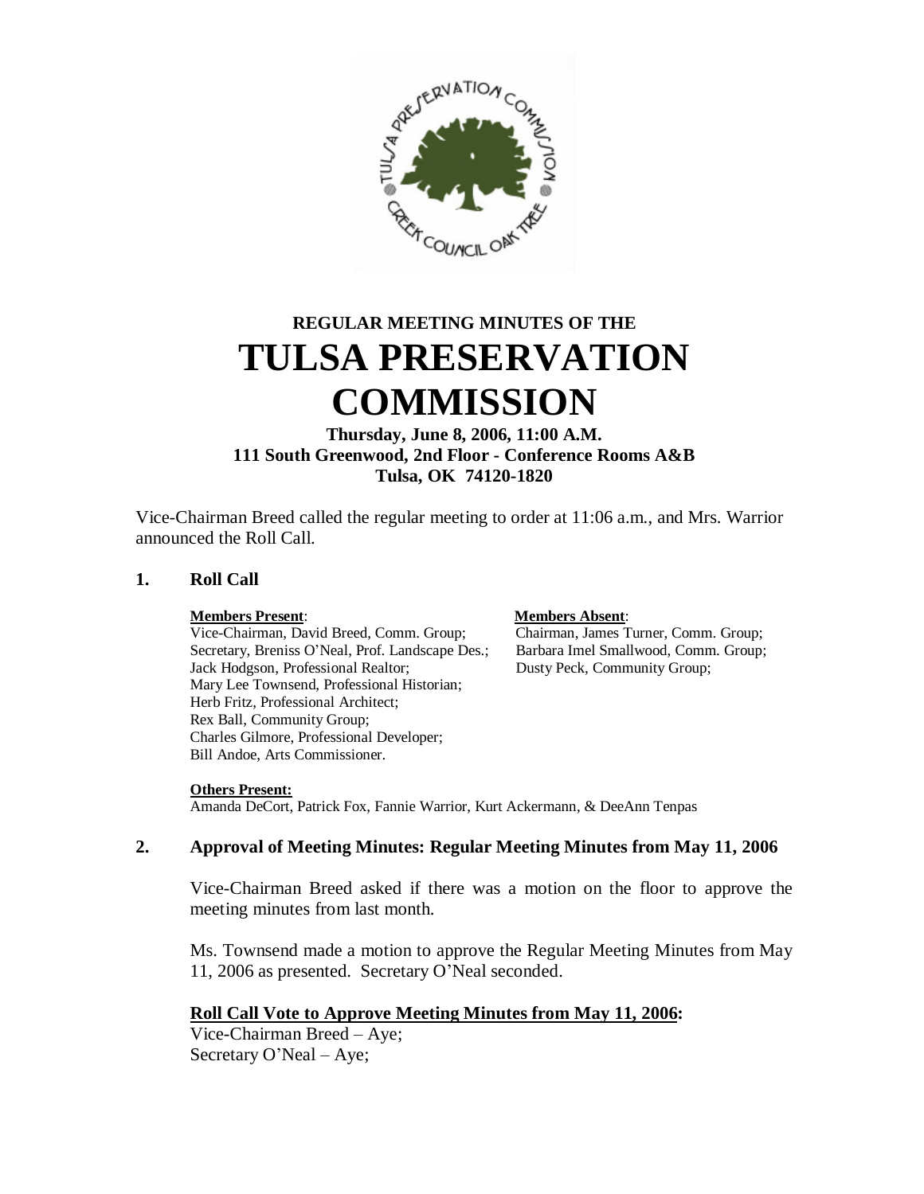**REGULAR MEETING MINUTES OF THE**

# TULSA PRESERVATION COMMISSION

**Thursday, June 8, 2006, 11:00 A.M.**
**111 South Greenwood, 2nd Floor - Conference Rooms A&B**
**Tulsa, OK 74120-1820**

Vice-Chairman Breed called the regular meeting to order at 11:06 a.m., and Mrs. Warrior announced the Roll Call.

## 1. Roll Call

**Members Present**:
Vice-Chairman, David Breed, Comm. Group;
Secretary, Breniss O'Neal, Prof. Landscape Des.;
Jack Hodgson, Professional Realtor;
Mary Lee Townsend, Professional Historian;
Herb Fritz, Professional Architect;
Rex Ball, Community Group;
Charles Gilmore, Professional Developer;
Bill Andoe, Arts Commissioner.

**Members Absent**:
Chairman, James Turner, Comm. Group;
Barbara Imel Smallwood, Comm. Group;
Dusty Peck, Community Group;

**Others Present:**
Amanda DeCort, Patrick Fox, Fannie Warrior, Kurt Ackermann, & DeeAnn Tenpas

## 2. Approval of Meeting Minutes: Regular Meeting Minutes from May 11, 2006

Vice-Chairman Breed asked if there was a motion on the floor to approve the meeting minutes from last month.

Ms. Townsend made a motion to approve the Regular Meeting Minutes from May 11, 2006 as presented. Secretary O'Neal seconded.

**Roll Call Vote to Approve Meeting Minutes from May 11, 2006:**
Vice-Chairman Breed – Aye;
Secretary O'Neal – Aye;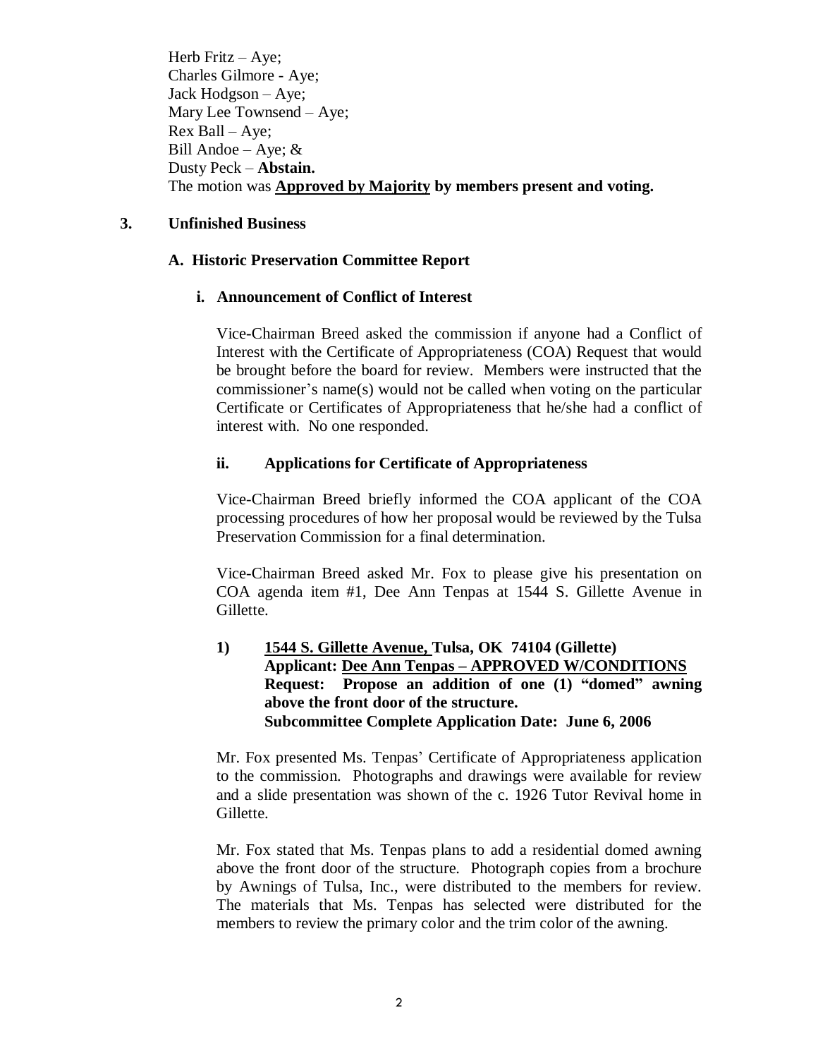Herb Fritz – Aye;
Charles Gilmore - Aye;
Jack Hodgson – Aye;
Mary Lee Townsend – Aye;
Rex Ball – Aye;
Bill Andoe – Aye; &
Dusty Peck – **Abstain.**
The motion was **Approved by Majority by members present and voting.**

**3. Unfinished Business**

**A. Historic Preservation Committee Report**

**i. Announcement of Conflict of Interest**

Vice-Chairman Breed asked the commission if anyone had a Conflict of Interest with the Certificate of Appropriateness (COA) Request that would be brought before the board for review. Members were instructed that the commissioner's name(s) would not be called when voting on the particular Certificate or Certificates of Appropriateness that he/she had a conflict of interest with. No one responded.

**ii. Applications for Certificate of Appropriateness**

Vice-Chairman Breed briefly informed the COA applicant of the COA processing procedures of how her proposal would be reviewed by the Tulsa Preservation Commission for a final determination.

Vice-Chairman Breed asked Mr. Fox to please give his presentation on COA agenda item #1, Dee Ann Tenpas at 1544 S. Gillette Avenue in Gillette.

**1) 1544 S. Gillette Avenue, Tulsa, OK 74104 (Gillette)**
**Applicant: Dee Ann Tenpas – APPROVED W/CONDITIONS**
**Request: Propose an addition of one (1) "domed" awning above the front door of the structure.**
**Subcommittee Complete Application Date: June 6, 2006**

Mr. Fox presented Ms. Tenpas' Certificate of Appropriateness application to the commission. Photographs and drawings were available for review and a slide presentation was shown of the c. 1926 Tutor Revival home in Gillette.

Mr. Fox stated that Ms. Tenpas plans to add a residential domed awning above the front door of the structure. Photograph copies from a brochure by Awnings of Tulsa, Inc., were distributed to the members for review. The materials that Ms. Tenpas has selected were distributed for the members to review the primary color and the trim color of the awning.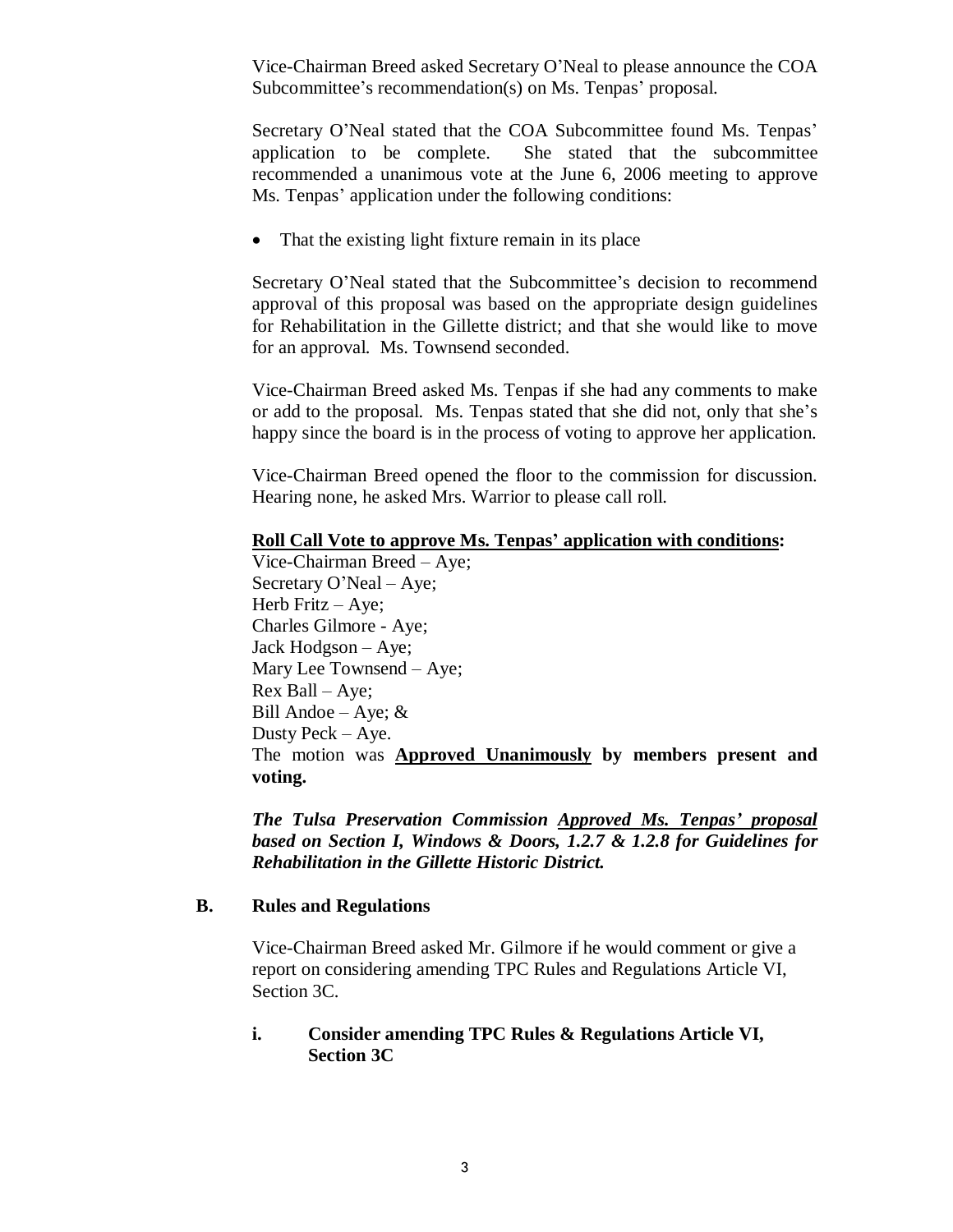Vice-Chairman Breed asked Secretary O'Neal to please announce the COA Subcommittee's recommendation(s) on Ms. Tenpas' proposal.

Secretary O'Neal stated that the COA Subcommittee found Ms. Tenpas' application to be complete. She stated that the subcommittee recommended a unanimous vote at the June 6, 2006 meeting to approve Ms. Tenpas' application under the following conditions:

- That the existing light fixture remain in its place

Secretary O'Neal stated that the Subcommittee's decision to recommend approval of this proposal was based on the appropriate design guidelines for Rehabilitation in the Gillette district; and that she would like to move for an approval. Ms. Townsend seconded.

Vice-Chairman Breed asked Ms. Tenpas if she had any comments to make or add to the proposal. Ms. Tenpas stated that she did not, only that she's happy since the board is in the process of voting to approve her application.

Vice-Chairman Breed opened the floor to the commission for discussion. Hearing none, he asked Mrs. Warrior to please call roll.

**Roll Call Vote to approve Ms. Tenpas' application with conditions:**

Vice-Chairman Breed – Aye;
Secretary O'Neal – Aye;
Herb Fritz – Aye;
Charles Gilmore - Aye;
Jack Hodgson – Aye;
Mary Lee Townsend – Aye;
Rex Ball – Aye;
Bill Andoe – Aye; &
Dusty Peck – Aye.
The motion was **Approved Unanimously by members present and voting.**

***The Tulsa Preservation Commission Approved Ms. Tenpas' proposal based on Section I, Windows & Doors, 1.2.7 & 1.2.8 for Guidelines for Rehabilitation in the Gillette Historic District.***

## B. Rules and Regulations

Vice-Chairman Breed asked Mr. Gilmore if he would comment or give a report on considering amending TPC Rules and Regulations Article VI, Section 3C.

### i. Consider amending TPC Rules & Regulations Article VI, Section 3C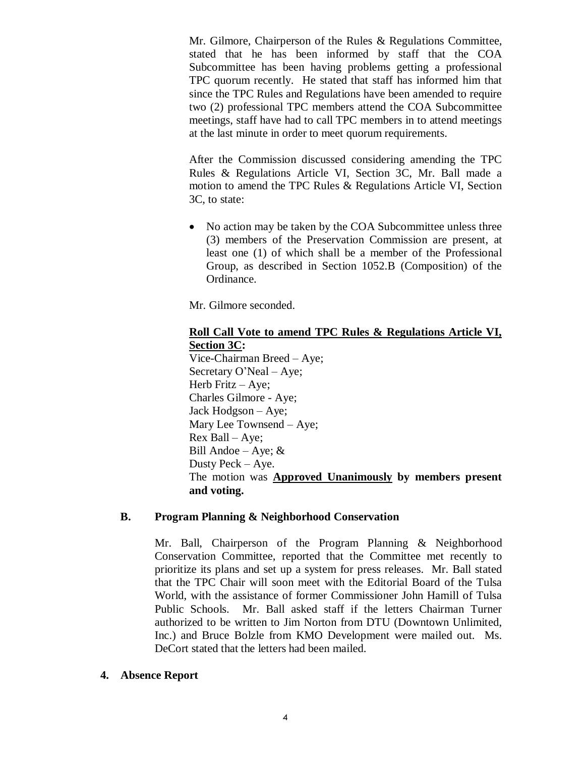Mr. Gilmore, Chairperson of the Rules & Regulations Committee, stated that he has been informed by staff that the COA Subcommittee has been having problems getting a professional TPC quorum recently. He stated that staff has informed him that since the TPC Rules and Regulations have been amended to require two (2) professional TPC members attend the COA Subcommittee meetings, staff have had to call TPC members in to attend meetings at the last minute in order to meet quorum requirements.

After the Commission discussed considering amending the TPC Rules & Regulations Article VI, Section 3C, Mr. Ball made a motion to amend the TPC Rules & Regulations Article VI, Section 3C, to state:

- No action may be taken by the COA Subcommittee unless three (3) members of the Preservation Commission are present, at least one (1) of which shall be a member of the Professional Group, as described in Section 1052.B (Composition) of the Ordinance.

Mr. Gilmore seconded.

**Roll Call Vote to amend TPC Rules & Regulations Article VI, Section 3C:**
Vice-Chairman Breed – Aye;
Secretary O'Neal – Aye;
Herb Fritz – Aye;
Charles Gilmore - Aye;
Jack Hodgson – Aye;
Mary Lee Townsend – Aye;
Rex Ball – Aye;
Bill Andoe – Aye; &
Dusty Peck – Aye.
The motion was **Approved Unanimously by members present and voting.**

**B. Program Planning & Neighborhood Conservation**

Mr. Ball, Chairperson of the Program Planning & Neighborhood Conservation Committee, reported that the Committee met recently to prioritize its plans and set up a system for press releases. Mr. Ball stated that the TPC Chair will soon meet with the Editorial Board of the Tulsa World, with the assistance of former Commissioner John Hamill of Tulsa Public Schools. Mr. Ball asked staff if the letters Chairman Turner authorized to be written to Jim Norton from DTU (Downtown Unlimited, Inc.) and Bruce Bolzle from KMO Development were mailed out. Ms. DeCort stated that the letters had been mailed.

**4. Absence Report**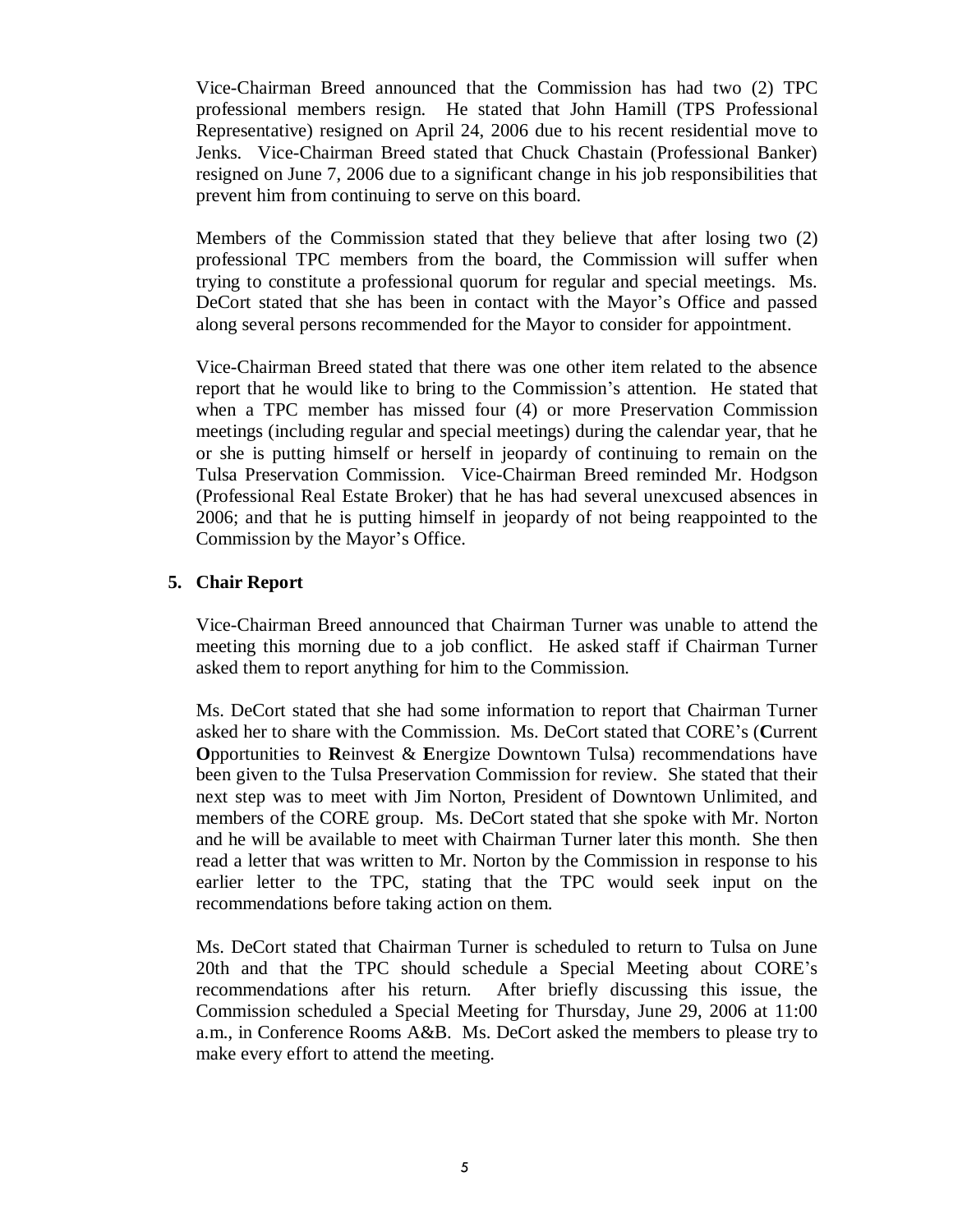Vice-Chairman Breed announced that the Commission has had two (2) TPC professional members resign. He stated that John Hamill (TPS Professional Representative) resigned on April 24, 2006 due to his recent residential move to Jenks. Vice-Chairman Breed stated that Chuck Chastain (Professional Banker) resigned on June 7, 2006 due to a significant change in his job responsibilities that prevent him from continuing to serve on this board.

Members of the Commission stated that they believe that after losing two (2) professional TPC members from the board, the Commission will suffer when trying to constitute a professional quorum for regular and special meetings. Ms. DeCort stated that she has been in contact with the Mayor's Office and passed along several persons recommended for the Mayor to consider for appointment.

Vice-Chairman Breed stated that there was one other item related to the absence report that he would like to bring to the Commission's attention. He stated that when a TPC member has missed four (4) or more Preservation Commission meetings (including regular and special meetings) during the calendar year, that he or she is putting himself or herself in jeopardy of continuing to remain on the Tulsa Preservation Commission. Vice-Chairman Breed reminded Mr. Hodgson (Professional Real Estate Broker) that he has had several unexcused absences in 2006; and that he is putting himself in jeopardy of not being reappointed to the Commission by the Mayor's Office.

## 5. Chair Report

Vice-Chairman Breed announced that Chairman Turner was unable to attend the meeting this morning due to a job conflict. He asked staff if Chairman Turner asked them to report anything for him to the Commission.

Ms. DeCort stated that she had some information to report that Chairman Turner asked her to share with the Commission. Ms. DeCort stated that CORE's (**C**urrent **O**pportunities to **R**einvest & **E**nergize Downtown Tulsa) recommendations have been given to the Tulsa Preservation Commission for review. She stated that their next step was to meet with Jim Norton, President of Downtown Unlimited, and members of the CORE group. Ms. DeCort stated that she spoke with Mr. Norton and he will be available to meet with Chairman Turner later this month. She then read a letter that was written to Mr. Norton by the Commission in response to his earlier letter to the TPC, stating that the TPC would seek input on the recommendations before taking action on them.

Ms. DeCort stated that Chairman Turner is scheduled to return to Tulsa on June 20th and that the TPC should schedule a Special Meeting about CORE's recommendations after his return. After briefly discussing this issue, the Commission scheduled a Special Meeting for Thursday, June 29, 2006 at 11:00 a.m., in Conference Rooms A&B. Ms. DeCort asked the members to please try to make every effort to attend the meeting.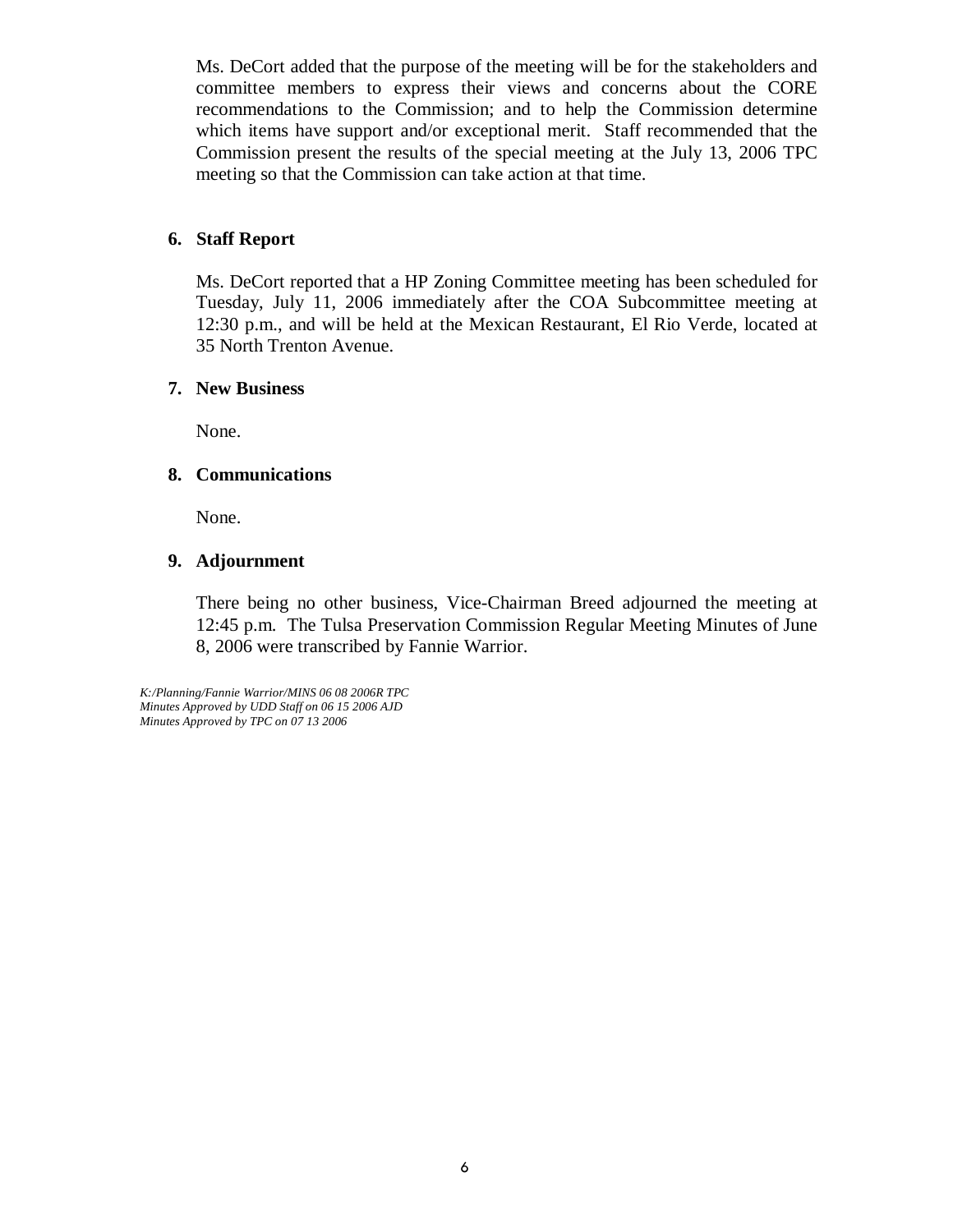Ms. DeCort added that the purpose of the meeting will be for the stakeholders and committee members to express their views and concerns about the CORE recommendations to the Commission; and to help the Commission determine which items have support and/or exceptional merit. Staff recommended that the Commission present the results of the special meeting at the July 13, 2006 TPC meeting so that the Commission can take action at that time.

**6. Staff Report**

Ms. DeCort reported that a HP Zoning Committee meeting has been scheduled for Tuesday, July 11, 2006 immediately after the COA Subcommittee meeting at 12:30 p.m., and will be held at the Mexican Restaurant, El Rio Verde, located at 35 North Trenton Avenue.

**7. New Business**

None.

**8. Communications**

None.

**9. Adjournment**

There being no other business, Vice-Chairman Breed adjourned the meeting at 12:45 p.m. The Tulsa Preservation Commission Regular Meeting Minutes of June 8, 2006 were transcribed by Fannie Warrior.

*K:/Planning/Fannie Warrior/MINS 06 08 2006R TPC*
*Minutes Approved by UDD Staff on 06 15 2006 AJD*
*Minutes Approved by TPC on 07 13 2006*